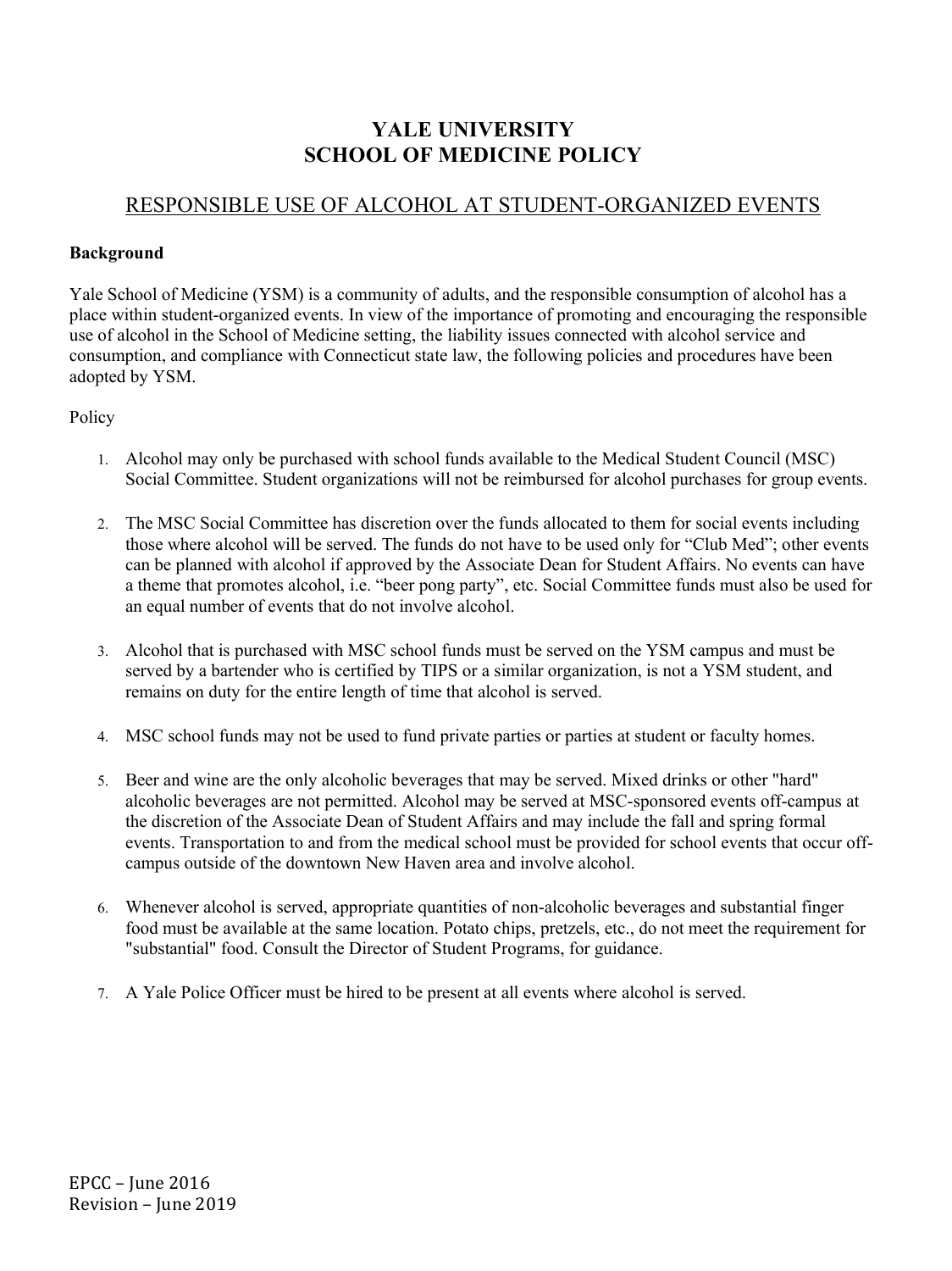# YALE UNIVERSITY
# SCHOOL OF MEDICINE POLICY

## RESPONSIBLE USE OF ALCOHOL AT STUDENT-ORGANIZED EVENTS

**Background**

Yale School of Medicine (YSM) is a community of adults, and the responsible consumption of alcohol has a place within student-organized events. In view of the importance of promoting and encouraging the responsible use of alcohol in the School of Medicine setting, the liability issues connected with alcohol service and consumption, and compliance with Connecticut state law, the following policies and procedures have been adopted by YSM.

Policy

1. Alcohol may only be purchased with school funds available to the Medical Student Council (MSC) Social Committee. Student organizations will not be reimbursed for alcohol purchases for group events.

2. The MSC Social Committee has discretion over the funds allocated to them for social events including those where alcohol will be served. The funds do not have to be used only for "Club Med"; other events can be planned with alcohol if approved by the Associate Dean for Student Affairs. No events can have a theme that promotes alcohol, i.e. "beer pong party", etc. Social Committee funds must also be used for an equal number of events that do not involve alcohol.

3. Alcohol that is purchased with MSC school funds must be served on the YSM campus and must be served by a bartender who is certified by TIPS or a similar organization, is not a YSM student, and remains on duty for the entire length of time that alcohol is served.

4. MSC school funds may not be used to fund private parties or parties at student or faculty homes.

5. Beer and wine are the only alcoholic beverages that may be served. Mixed drinks or other "hard" alcoholic beverages are not permitted. Alcohol may be served at MSC-sponsored events off-campus at the discretion of the Associate Dean of Student Affairs and may include the fall and spring formal events. Transportation to and from the medical school must be provided for school events that occur off-campus outside of the downtown New Haven area and involve alcohol.

6. Whenever alcohol is served, appropriate quantities of non-alcoholic beverages and substantial finger food must be available at the same location. Potato chips, pretzels, etc., do not meet the requirement for "substantial" food. Consult the Director of Student Programs, for guidance.

7. A Yale Police Officer must be hired to be present at all events where alcohol is served.

EPCC – June 2016
Revision – June 2019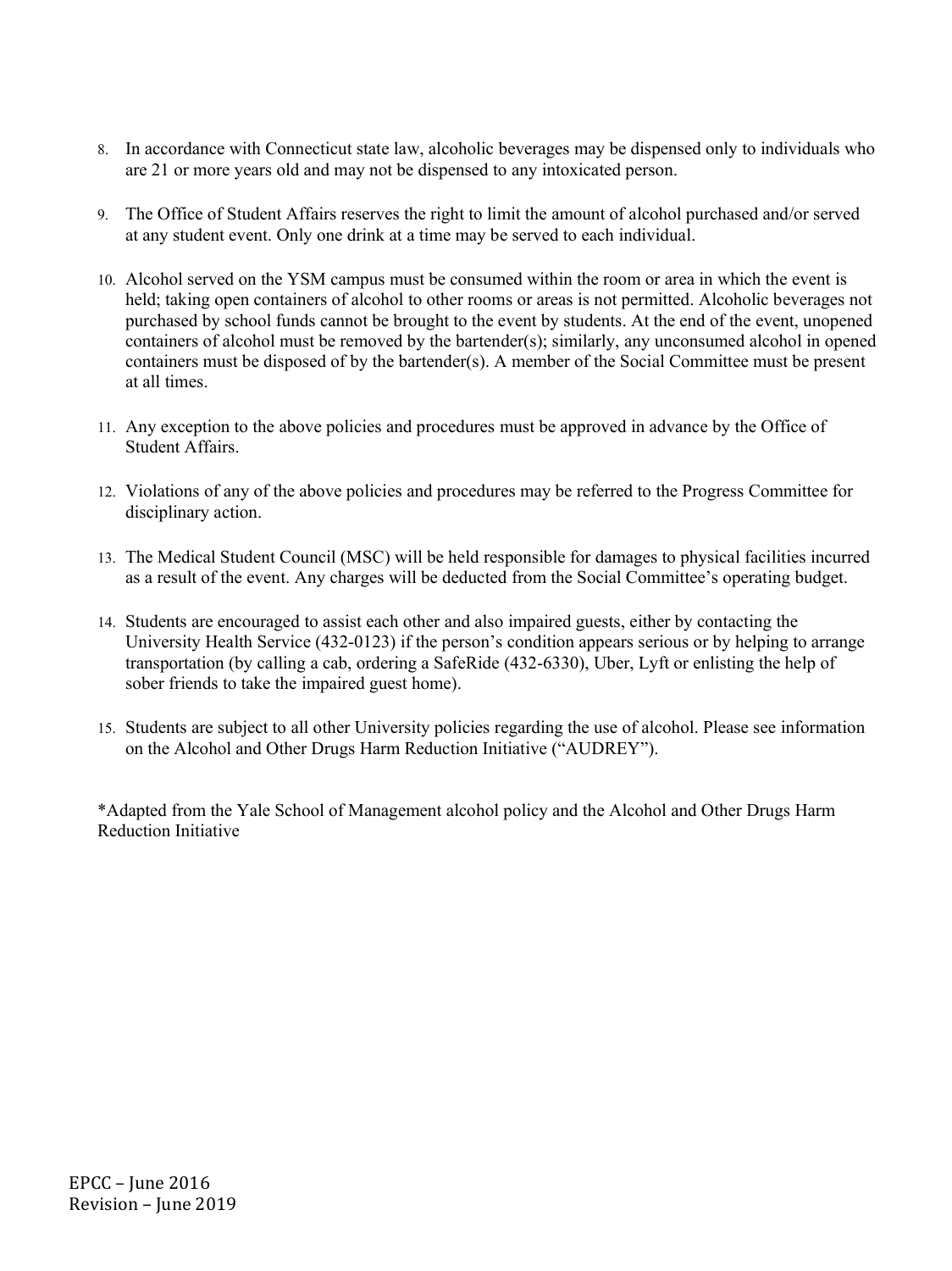8. In accordance with Connecticut state law, alcoholic beverages may be dispensed only to individuals who are 21 or more years old and may not be dispensed to any intoxicated person.

9. The Office of Student Affairs reserves the right to limit the amount of alcohol purchased and/or served at any student event. Only one drink at a time may be served to each individual.

10. Alcohol served on the YSM campus must be consumed within the room or area in which the event is held; taking open containers of alcohol to other rooms or areas is not permitted. Alcoholic beverages not purchased by school funds cannot be brought to the event by students. At the end of the event, unopened containers of alcohol must be removed by the bartender(s); similarly, any unconsumed alcohol in opened containers must be disposed of by the bartender(s). A member of the Social Committee must be present at all times.

11. Any exception to the above policies and procedures must be approved in advance by the Office of Student Affairs.

12. Violations of any of the above policies and procedures may be referred to the Progress Committee for disciplinary action.

13. The Medical Student Council (MSC) will be held responsible for damages to physical facilities incurred as a result of the event. Any charges will be deducted from the Social Committee's operating budget.

14. Students are encouraged to assist each other and also impaired guests, either by contacting the University Health Service (432-0123) if the person's condition appears serious or by helping to arrange transportation (by calling a cab, ordering a SafeRide (432-6330), Uber, Lyft or enlisting the help of sober friends to take the impaired guest home).

15. Students are subject to all other University policies regarding the use of alcohol. Please see information on the Alcohol and Other Drugs Harm Reduction Initiative ("AUDREY").

*Adapted from the Yale School of Management alcohol policy and the Alcohol and Other Drugs Harm Reduction Initiative

EPCC – June 2016
Revision – June 2019